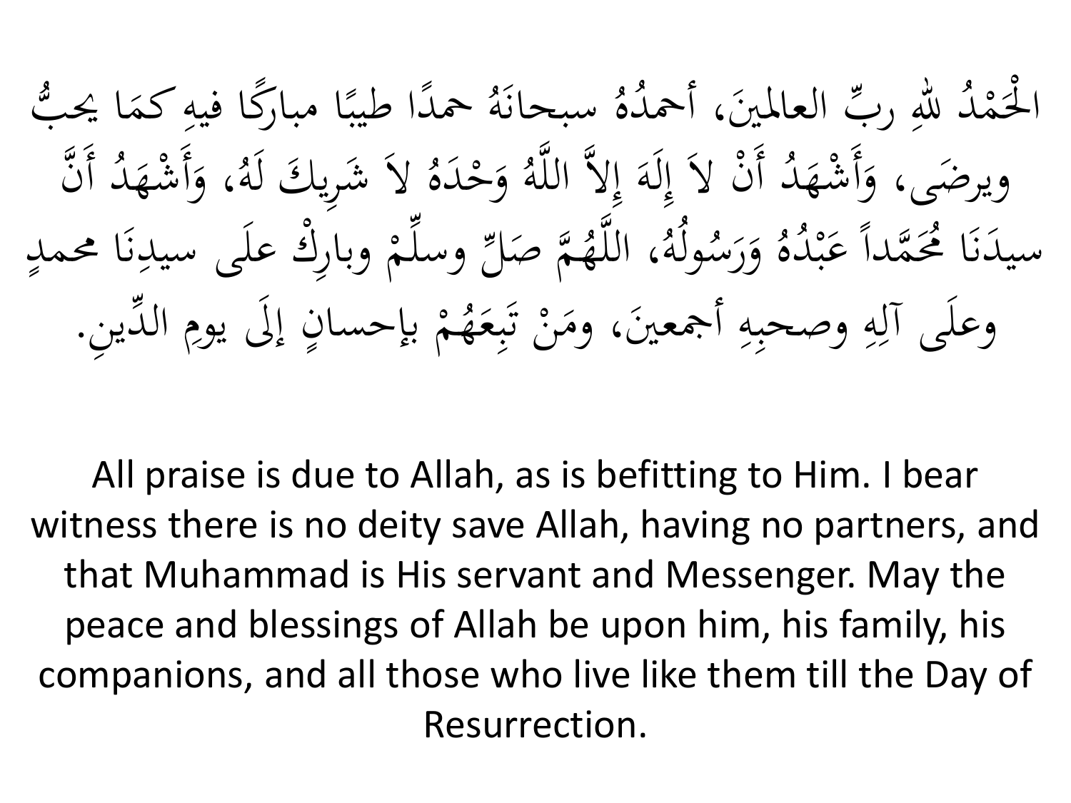الْحَمْدُ للهِ ربِّ العالمينَ، أحمدُهُ سبحانَهُ حمدًا طيبًا مباركًا فيهِ كمَا يحبُّ ويرضَى، وَأَشْهَدُ أَنْ لاَ إِلَهَ إِلاَّ اللَّهُ وَحْدَهُ لاَ شَرِيكَ لَهُ، وَأَشْهَدُ أَنَّ سيدَنَا مُحَمَّداً عَبْدُهُ وَرَسُولُهُ، اللَّهُمَّ صَلِّ وسلِّمْ وبارِكْ علَى سيدِنَا محمدٍ وعلَى آلِهِ وصحبِهِ أجمعينَ، ومَنْ تَبِعَهُمْ بإحسانٍ إلَى يومِ الدِّينِ.

All praise is due to Allah, as is befitting to Him. I bear witness there is no deity save Allah, having no partners, and that Muhammad is His servant and Messenger. May the peace and blessings of Allah be upon him, his family, his companions, and all those who live like them till the Day of Resurrection.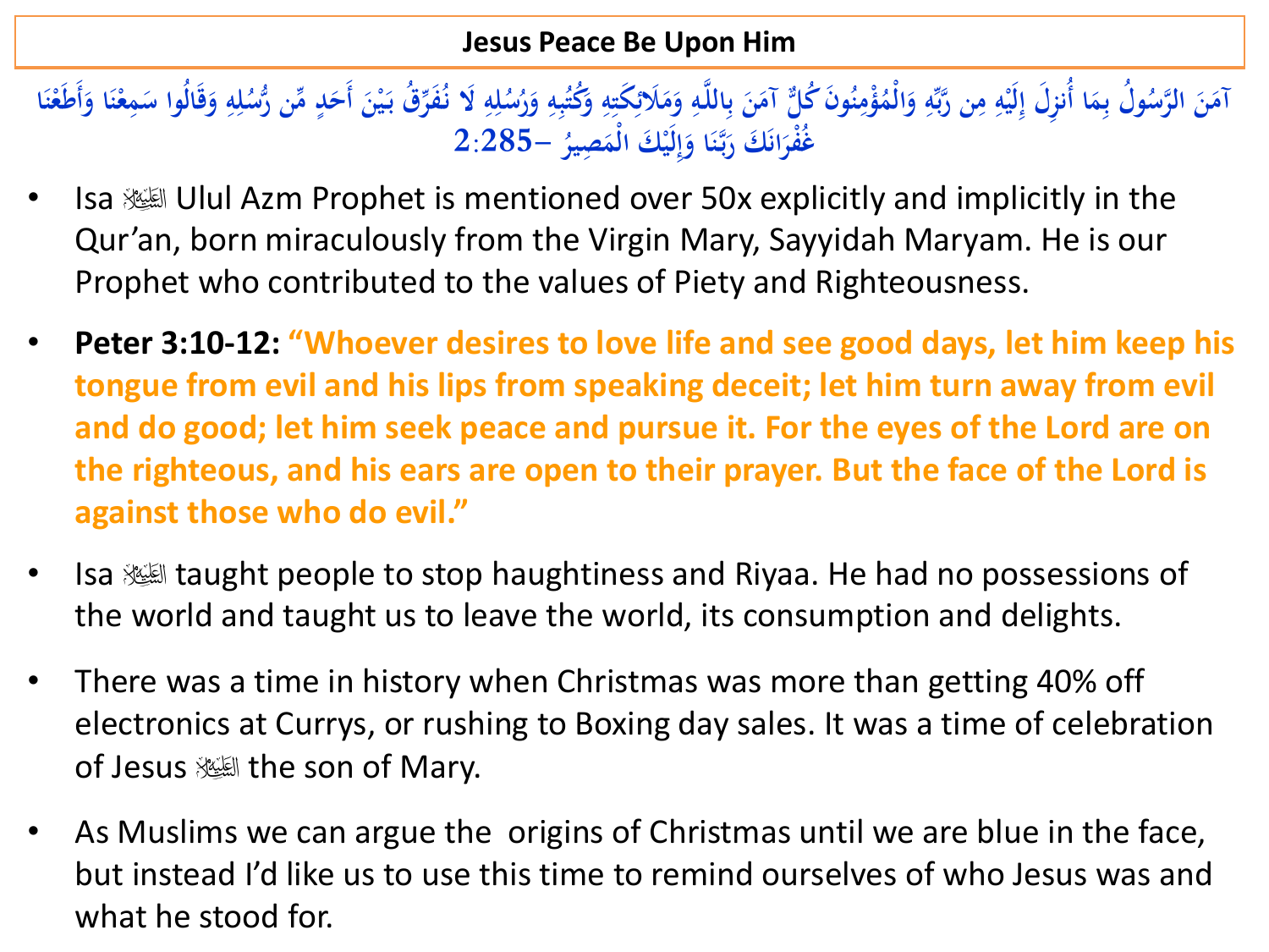## Jesus Peace Be Upon Him

آمَنَ الرَّسُولُ بِمَا أُنزِلَ إِلَيْهِ مِن رَّبِّهِ وَالْمُؤْمِنُونَ كُلٌّ آمَنَ بِاللَّهِ وَمَلَائِكَتِهِ وَكُتُبِهِ وَرُسُلِهِ لَا نُفَرِّقُ بَيْنَ أَحَدٍ مِّن رُّسُلِهِ وَقَالُوا سَمِعْنَا وَأَطَعْنَا غُفْرَانَكَ رَبَّنَا وَإِلَيْكَ الْمَصِيرُ –2:285

- Isa ﷺ Ulul Azm Prophet is mentioned over 50x explicitly and implicitly in the Qur'an, born miraculously from the Virgin Mary, Sayyidah Maryam. He is our Prophet who contributed to the values of Piety and Righteousness.
- **Peter 3:10-12: "Whoever desires to love life and see good days, let him keep his tongue from evil and his lips from speaking deceit; let him turn away from evil and do good; let him seek peace and pursue it. For the eyes of the Lord are on the righteous, and his ears are open to their prayer. But the face of the Lord is against those who do evil."**
- Isa ﷺ taught people to stop haughtiness and Riyaa. He had no possessions of the world and taught us to leave the world, its consumption and delights.
- There was a time in history when Christmas was more than getting 40% off electronics at Currys, or rushing to Boxing day sales. It was a time of celebration of Jesus ﷺ the son of Mary.
- As Muslims we can argue the origins of Christmas until we are blue in the face, but instead I'd like us to use this time to remind ourselves of who Jesus was and what he stood for.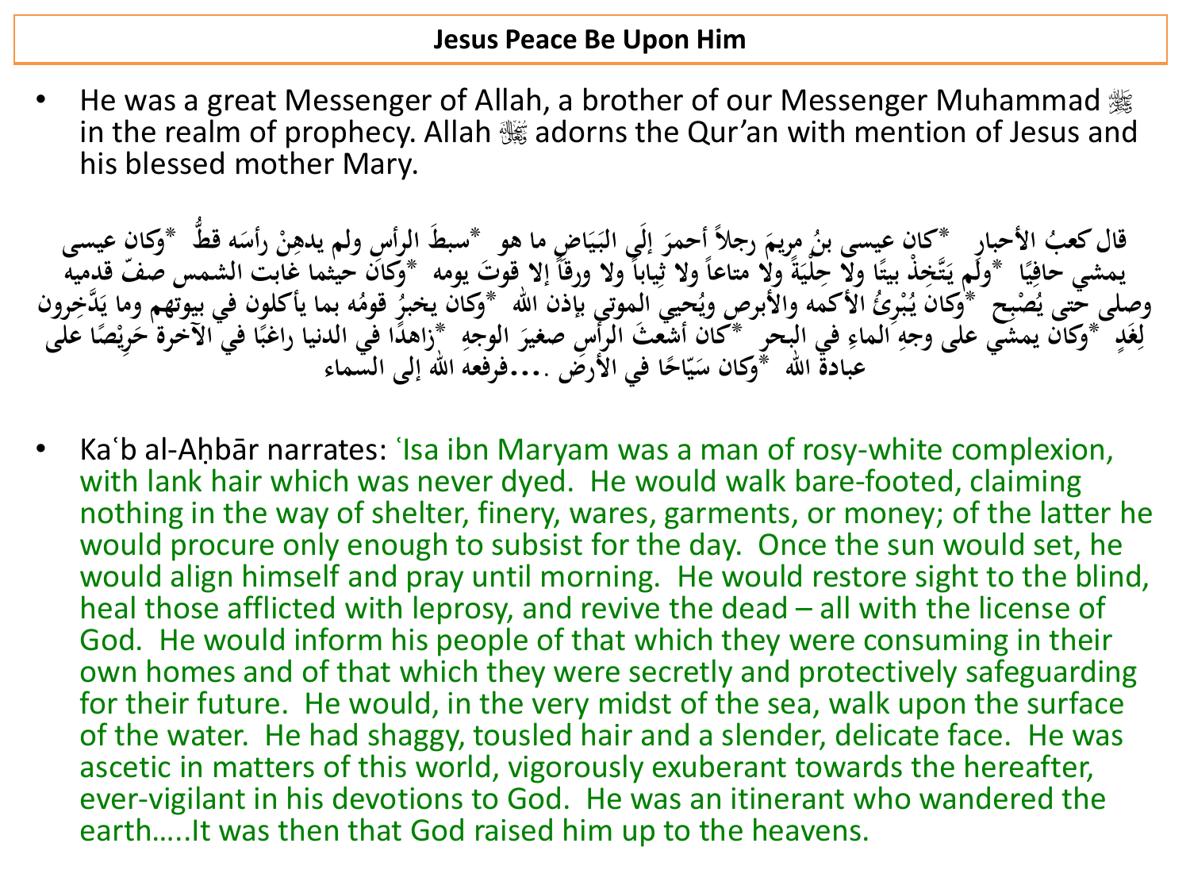## Jesus Peace Be Upon Him

- He was a great Messenger of Allah, a brother of our Messenger Muhammad ﷺ in the realm of prophecy. Allah ﷻ adorns the Qur'an with mention of Jesus and his blessed mother Mary.

قال كعبُ الأحبارِ *كان عيسى بنُ مريمَ رجلاً أحمرَ إلَي البَيَاضِ ما هو *سبطَ الرأسِ ولم يدهِنْ رأسَه قطُّ *وكان عيسى يمشي حافِيًا *ولَم يَتَّخِذْ بيتًا ولا حِلْيَةً ولا متاعاً ولا ثياباً ولا ورقاً إلا قوتَ يومه *وكان حيثما غابت الشمس صفّ قدميه وصلى حتى يُصْبِح *وكان يُبْرِئُ الأكمه والأبرصِ ويُحيي الموتى بإذن الله *وكان يخبرُ قومُه بما يأكلون في بيوتهم وما يَدَّخِرون لِغَدٍ *وكان يمشي على وجهِ الماءِ في البحرِ *كان أشعثَ الرأسِ صغيرَ الوجهِ *زاهدًا في الدنيا راغبًا في الآخرة حَرِيْصًا على عبادةَ الله *وكان سَيّاحًا في الأرض ....فرفعه الله إلى السماء

- Kaʿb al-Aḥbār narrates: ʿIsa ibn Maryam was a man of rosy-white complexion, with lank hair which was never dyed. He would walk bare-footed, claiming nothing in the way of shelter, finery, wares, garments, or money; of the latter he would procure only enough to subsist for the day. Once the sun would set, he would align himself and pray until morning. He would restore sight to the blind, heal those afflicted with leprosy, and revive the dead – all with the license of God. He would inform his people of that which they were consuming in their own homes and of that which they were secretly and protectively safeguarding for their future. He would, in the very midst of the sea, walk upon the surface of the water. He had shaggy, tousled hair and a slender, delicate face. He was ascetic in matters of this world, vigorously exuberant towards the hereafter, ever-vigilant in his devotions to God. He was an itinerant who wandered the earth.....It was then that God raised him up to the heavens.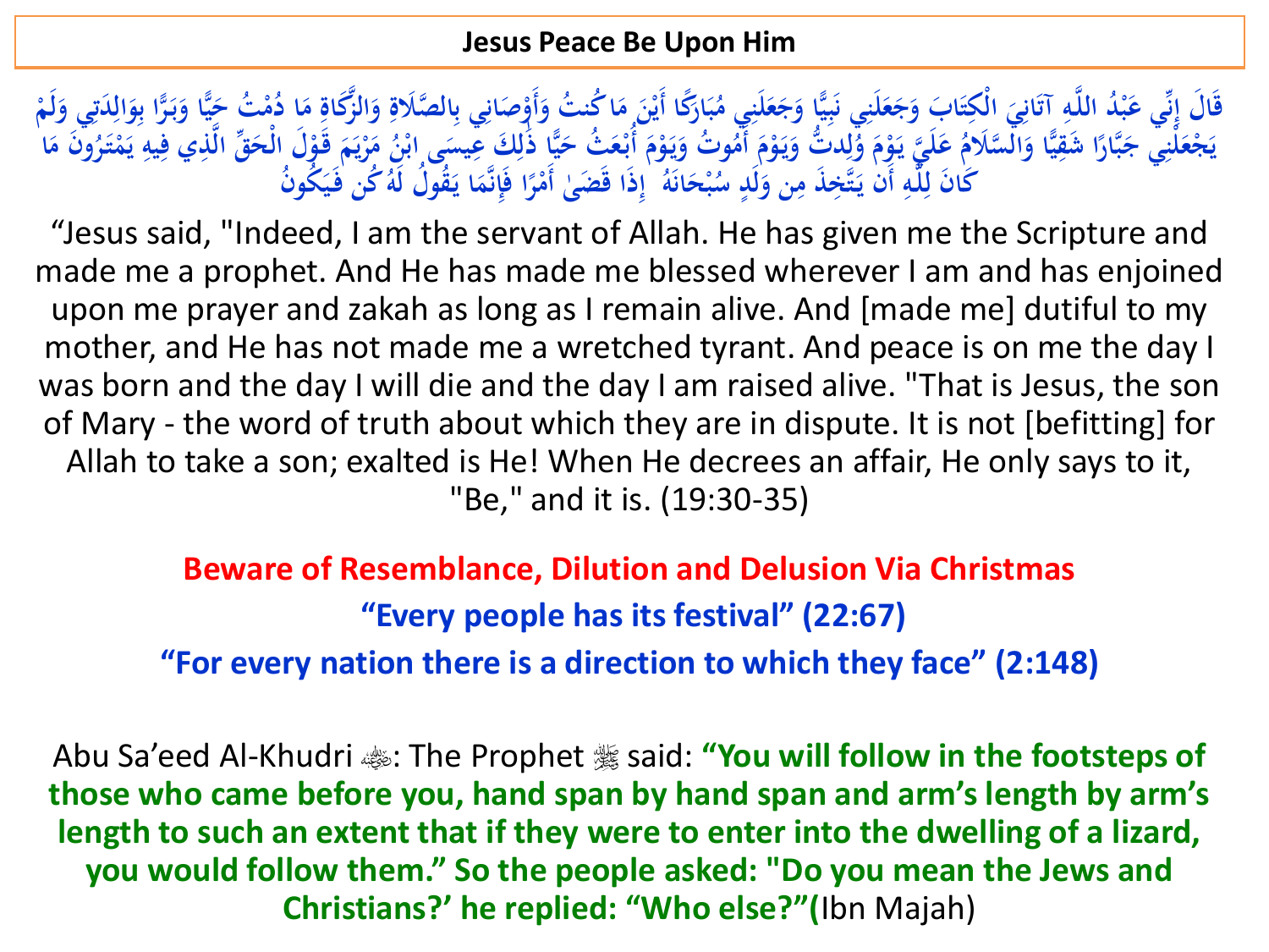## Jesus Peace Be Upon Him

قَالَ إِنِّي عَبْدُ اللَّهِ آتَانِيَ الْكِتَابَ وَجَعَلَنِي نَبِيًّا وَجَعَلَنِي مُبَارَكًا أَيْنَ مَا كُنتُ وَأَوْصَانِي بِالصَّلَاةِ وَالزَّكَاةِ مَا دُمْتُ حَيًّا وَبَرًّا بِوَالِدَتِي وَلَمْ يَجْعَلْنِي جَبَّارًا شَقِيًّا وَالسَّلَامُ عَلَيَّ يَوْمَ وُلِدتُّ وَيَوْمَ أَمُوتُ وَيَوْمَ أُبْعَثُ حَيًّا ذَٰلِكَ عِيسَى ابْنُ مَرْيَمَ قَوْلَ الْحَقِّ الَّذِي فِيهِ يَمْتَرُونَ مَا كَانَ لِلَّهِ أَن يَتَّخِذَ مِن وَلَدٍ سُبْحَانَهُ إِذَا قَضَىٰ أَمْرًا فَإِنَّمَا يَقُولُ لَهُ كُن فَيَكُونُ

"Jesus said, "Indeed, I am the servant of Allah. He has given me the Scripture and made me a prophet. And He has made me blessed wherever I am and has enjoined upon me prayer and zakah as long as I remain alive. And [made me] dutiful to my mother, and He has not made me a wretched tyrant. And peace is on me the day I was born and the day I will die and the day I am raised alive. "That is Jesus, the son of Mary - the word of truth about which they are in dispute. It is not [befitting] for Allah to take a son; exalted is He! When He decrees an affair, He only says to it, "Be," and it is. (19:30-35)

**Beware of Resemblance, Dilution and Delusion Via Christmas**

**"Every people has its festival" (22:67)**

**"For every nation there is a direction to which they face" (2:148)**

Abu Sa'eed Al-Khudri ﵁: The Prophet ﷺ said: **"You will follow in the footsteps of those who came before you, hand span by hand span and arm's length by arm's length to such an extent that if they were to enter into the dwelling of a lizard, you would follow them." So the people asked: "Do you mean the Jews and Christians?' he replied: "Who else?"(**Ibn Majah)